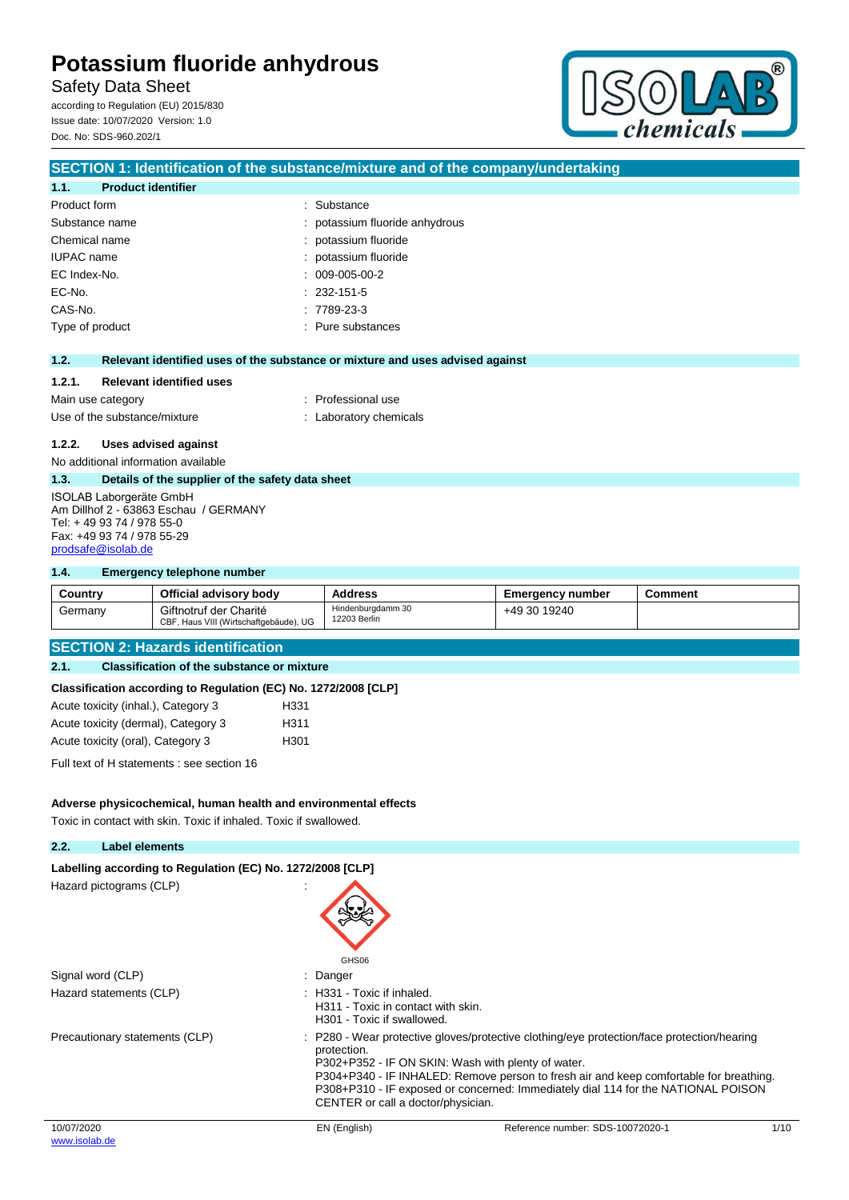# Potassium fluoride anhydrous

Safety Data Sheet

according to Regulation (EU) 2015/830

Issue date: 10/07/2020 Version: 1.0

Doc. No: SDS-960.202/1

## SECTION 1: Identification of the substance/mixture and of the company/undertaking

### 1.1. Product identifier

| | |
|---|---|
| Product form | : Substance |
| Substance name | : potassium fluoride anhydrous |
| Chemical name | : potassium fluoride |
| IUPAC name | : potassium fluoride |
| EC Index-No. | : 009-005-00-2 |
| EC-No. | : 232-151-5 |
| CAS-No. | : 7789-23-3 |
| Type of product | : Pure substances |

### 1.2. Relevant identified uses of the substance or mixture and uses advised against

#### 1.2.1. Relevant identified uses

| | |
|---|---|
| Main use category | : Professional use |
| Use of the substance/mixture | : Laboratory chemicals |

#### 1.2.2. Uses advised against

No additional information available

### 1.3. Details of the supplier of the safety data sheet

ISOLAB Laborgeräte GmbH
Am Dillhof 2 - 63863 Eschau / GERMANY
Tel: + 49 93 74 / 978 55-0
Fax: +49 93 74 / 978 55-29
prodsafe@isolab.de

### 1.4. Emergency telephone number

| Country | Official advisory body | Address | Emergency number | Comment |
|---|---|---|---|---|
| Germany | Giftnotruf der Charité<br>CBF, Haus VIII (Wirtschaftgebäude), UG | Hindenburgdamm 30<br>12203 Berlin | +49 30 19240 | |

## SECTION 2: Hazards identification

### 2.1. Classification of the substance or mixture

**Classification according to Regulation (EC) No. 1272/2008 [CLP]**

| | |
|---|---|
| Acute toxicity (inhal.), Category 3 | H331 |
| Acute toxicity (dermal), Category 3 | H311 |
| Acute toxicity (oral), Category 3 | H301 |

Full text of H statements : see section 16

**Adverse physicochemical, human health and environmental effects**

Toxic in contact with skin. Toxic if inhaled. Toxic if swallowed.

### 2.2. Label elements

**Labelling according to Regulation (EC) No. 1272/2008 [CLP]**

Hazard pictograms (CLP) :

GHS06

| | |
|---|---|
| Signal word (CLP) | : Danger |
| Hazard statements (CLP) | : H331 - Toxic if inhaled.<br>H311 - Toxic in contact with skin.<br>H301 - Toxic if swallowed. |
| Precautionary statements (CLP) | : P280 - Wear protective gloves/protective clothing/eye protection/face protection/hearing protection.<br>P302+P352 - IF ON SKIN: Wash with plenty of water.<br>P304+P340 - IF INHALED: Remove person to fresh air and keep comfortable for breathing.<br>P308+P310 - IF exposed or concerned: Immediately dial 114 for the NATIONAL POISON CENTER or call a doctor/physician. |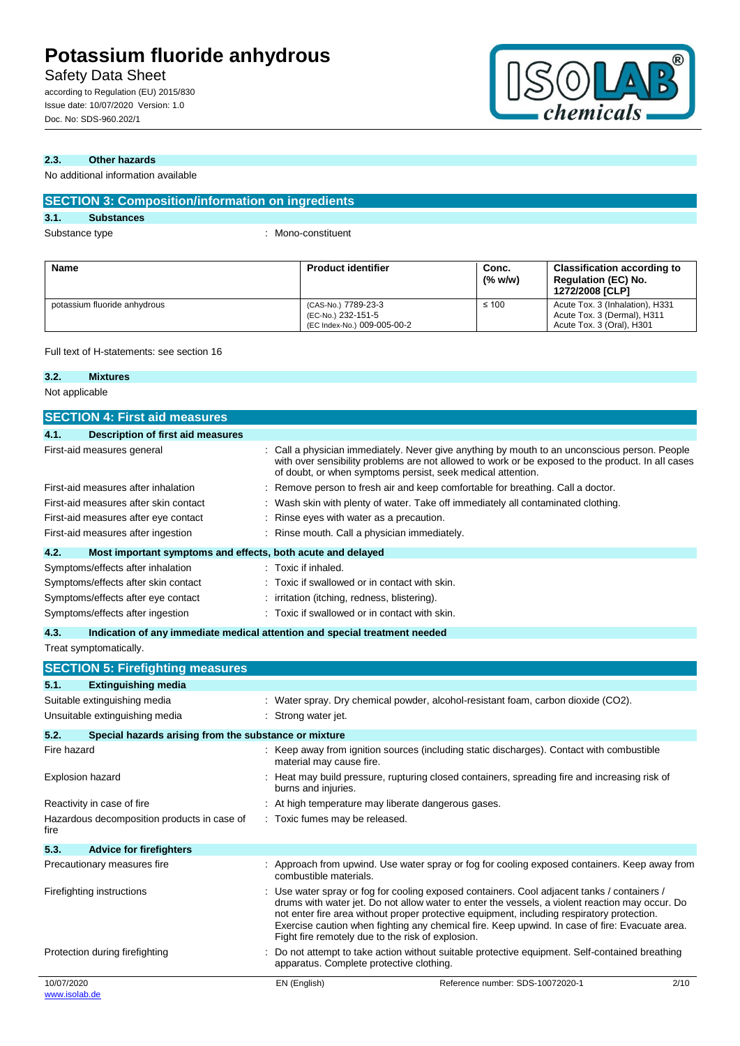### 2.3. Other hazards

No additional information available

## SECTION 3: Composition/information on ingredients

### 3.1. Substances

Substance type : Mono-constituent

| Name | Product identifier | Conc. (% w/w) | Classification according to Regulation (EC) No. 1272/2008 [CLP] |
|---|---|---|---|
| potassium fluoride anhydrous | (CAS-No.) 7789-23-3<br>(EC-No.) 232-151-5<br>(EC Index-No.) 009-005-00-2 | ≤ 100 | Acute Tox. 3 (Inhalation), H331<br>Acute Tox. 3 (Dermal), H311<br>Acute Tox. 3 (Oral), H301 |

Full text of H-statements: see section 16

### 3.2. Mixtures

Not applicable

## SECTION 4: First aid measures

### 4.1. Description of first aid measures

First-aid measures general : Call a physician immediately. Never give anything by mouth to an unconscious person. People with over sensibility problems are not allowed to work or be exposed to the product. In all cases of doubt, or when symptoms persist, seek medical attention.

First-aid measures after inhalation : Remove person to fresh air and keep comfortable for breathing. Call a doctor.

First-aid measures after skin contact : Wash skin with plenty of water. Take off immediately all contaminated clothing.

First-aid measures after eye contact : Rinse eyes with water as a precaution.

First-aid measures after ingestion : Rinse mouth. Call a physician immediately.

### 4.2. Most important symptoms and effects, both acute and delayed

Symptoms/effects after inhalation : Toxic if inhaled.

Symptoms/effects after skin contact : Toxic if swallowed or in contact with skin.

Symptoms/effects after eye contact : irritation (itching, redness, blistering).

Symptoms/effects after ingestion : Toxic if swallowed or in contact with skin.

### 4.3. Indication of any immediate medical attention and special treatment needed

Treat symptomatically.

## SECTION 5: Firefighting measures

### 5.1. Extinguishing media

Suitable extinguishing media : Water spray. Dry chemical powder, alcohol-resistant foam, carbon dioxide (CO2).

Unsuitable extinguishing media : Strong water jet.

### 5.2. Special hazards arising from the substance or mixture

Fire hazard : Keep away from ignition sources (including static discharges). Contact with combustible material may cause fire.

Explosion hazard : Heat may build pressure, rupturing closed containers, spreading fire and increasing risk of burns and injuries.

Reactivity in case of fire : At high temperature may liberate dangerous gases.

Hazardous decomposition products in case of fire : Toxic fumes may be released.

### 5.3. Advice for firefighters

Precautionary measures fire : Approach from upwind. Use water spray or fog for cooling exposed containers. Keep away from combustible materials.

Firefighting instructions : Use water spray or fog for cooling exposed containers. Cool adjacent tanks / containers / drums with water jet. Do not allow water to enter the vessels, a violent reaction may occur. Do not enter fire area without proper protective equipment, including respiratory protection. Exercise caution when fighting any chemical fire. Keep upwind. In case of fire: Evacuate area. Fight fire remotely due to the risk of explosion.

Protection during firefighting : Do not attempt to take action without suitable protective equipment. Self-contained breathing apparatus. Complete protective clothing.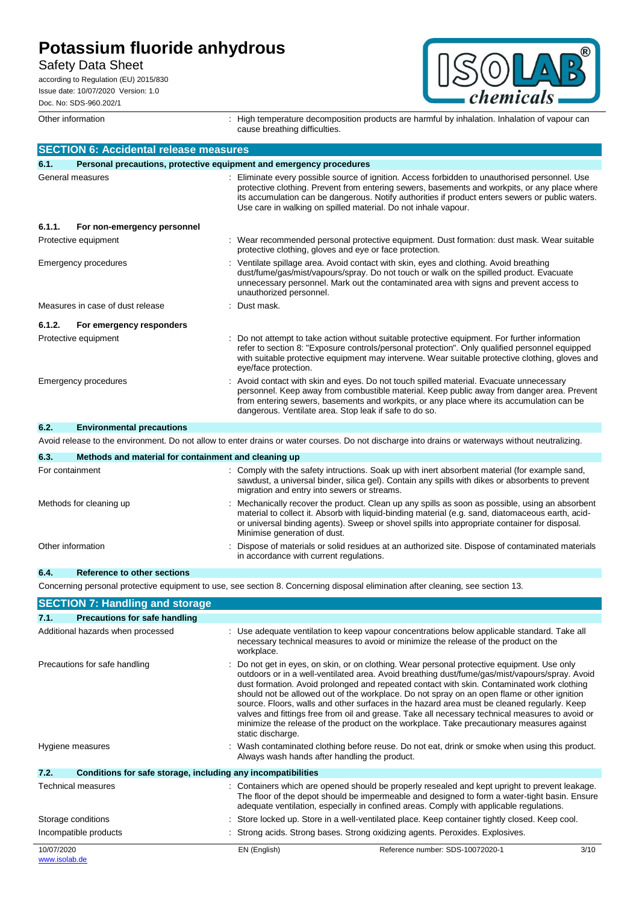| | |
|---|---|
| Other information | : High temperature decomposition products are harmful by inhalation. Inhalation of vapour can cause breathing difficulties. |

## SECTION 6: Accidental release measures

### 6.1. Personal precautions, protective equipment and emergency procedures

| | |
|---|---|
| General measures | : Eliminate every possible source of ignition. Access forbidden to unauthorised personnel. Use protective clothing. Prevent from entering sewers, basements and workpits, or any place where its accumulation can be dangerous. Notify authorities if product enters sewers or public waters. Use care in walking on spilled material. Do not inhale vapour. |

#### 6.1.1. For non-emergency personnel

| | |
|---|---|
| Protective equipment | : Wear recommended personal protective equipment. Dust formation: dust mask. Wear suitable protective clothing, gloves and eye or face protection. |
| Emergency procedures | : Ventilate spillage area. Avoid contact with skin, eyes and clothing. Avoid breathing dust/fume/gas/mist/vapours/spray. Do not touch or walk on the spilled product. Evacuate unnecessary personnel. Mark out the contaminated area with signs and prevent access to unauthorized personnel. |
| Measures in case of dust release | : Dust mask. |

#### 6.1.2. For emergency responders

| | |
|---|---|
| Protective equipment | : Do not attempt to take action without suitable protective equipment. For further information refer to section 8: "Exposure controls/personal protection". Only qualified personnel equipped with suitable protective equipment may intervene. Wear suitable protective clothing, gloves and eye/face protection. |
| Emergency procedures | : Avoid contact with skin and eyes. Do not touch spilled material. Evacuate unnecessary personnel. Keep away from combustible material. Keep public away from danger area. Prevent from entering sewers, basements and workpits, or any place where its accumulation can be dangerous. Ventilate area. Stop leak if safe to do so. |

### 6.2. Environmental precautions

Avoid release to the environment. Do not allow to enter drains or water courses. Do not discharge into drains or waterways without neutralizing.

### 6.3. Methods and material for containment and cleaning up

| | |
|---|---|
| For containment | : Comply with the safety intructions. Soak up with inert absorbent material (for example sand, sawdust, a universal binder, silica gel). Contain any spills with dikes or absorbents to prevent migration and entry into sewers or streams. |
| Methods for cleaning up | : Mechanically recover the product. Clean up any spills as soon as possible, using an absorbent material to collect it. Absorb with liquid-binding material (e.g. sand, diatomaceous earth, acid- or universal binding agents). Sweep or shovel spills into appropriate container for disposal. Minimise generation of dust. |
| Other information | : Dispose of materials or solid residues at an authorized site. Dispose of contaminated materials in accordance with current regulations. |

### 6.4. Reference to other sections

Concerning personal protective equipment to use, see section 8. Concerning disposal elimination after cleaning, see section 13.

## SECTION 7: Handling and storage

### 7.1. Precautions for safe handling

| | |
|---|---|
| Additional hazards when processed | : Use adequate ventilation to keep vapour concentrations below applicable standard. Take all necessary technical measures to avoid or minimize the release of the product on the workplace. |
| Precautions for safe handling | : Do not get in eyes, on skin, or on clothing. Wear personal protective equipment. Use only outdoors or in a well-ventilated area. Avoid breathing dust/fume/gas/mist/vapours/spray. Avoid dust formation. Avoid prolonged and repeated contact with skin. Contaminated work clothing should not be allowed out of the workplace. Do not spray on an open flame or other ignition source. Floors, walls and other surfaces in the hazard area must be cleaned regularly. Keep valves and fittings free from oil and grease. Take all necessary technical measures to avoid or minimize the release of the product on the workplace. Take precautionary measures against static discharge. |
| Hygiene measures | : Wash contaminated clothing before reuse. Do not eat, drink or smoke when using this product. Always wash hands after handling the product. |

### 7.2. Conditions for safe storage, including any incompatibilities

| | |
|---|---|
| Technical measures | : Containers which are opened should be properly resealed and kept upright to prevent leakage. The floor of the depot should be impermeable and designed to form a water-tight basin. Ensure adequate ventilation, especially in confined areas. Comply with applicable regulations. |
| Storage conditions | : Store locked up. Store in a well-ventilated place. Keep container tightly closed. Keep cool. |
| Incompatible products | : Strong acids. Strong bases. Strong oxidizing agents. Peroxides. Explosives. |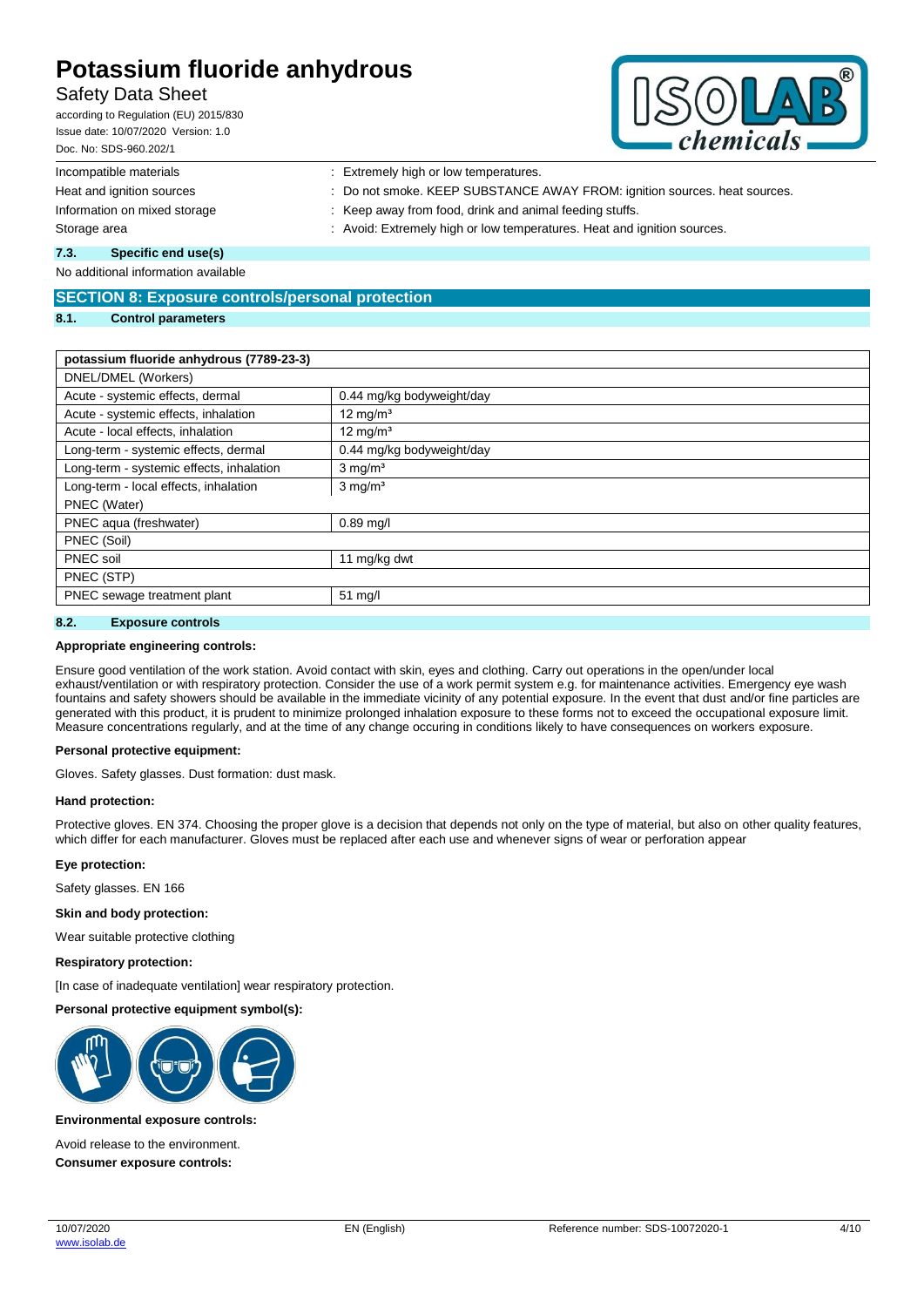| | |
|---|---|
| Incompatible materials | : Extremely high or low temperatures. |
| Heat and ignition sources | : Do not smoke. KEEP SUBSTANCE AWAY FROM: ignition sources. heat sources. |
| Information on mixed storage | : Keep away from food, drink and animal feeding stuffs. |
| Storage area | : Avoid: Extremely high or low temperatures. Heat and ignition sources. |

### 7.3. Specific end use(s)

No additional information available

## SECTION 8: Exposure controls/personal protection

### 8.1. Control parameters

| potassium fluoride anhydrous (7789-23-3) | |
|---|---|
| DNEL/DMEL (Workers) | |
| Acute - systemic effects, dermal | 0.44 mg/kg bodyweight/day |
| Acute - systemic effects, inhalation | 12 mg/m³ |
| Acute - local effects, inhalation | 12 mg/m³ |
| Long-term - systemic effects, dermal | 0.44 mg/kg bodyweight/day |
| Long-term - systemic effects, inhalation | 3 mg/m³ |
| Long-term - local effects, inhalation | 3 mg/m³ |
| PNEC (Water) | |
| PNEC aqua (freshwater) | 0.89 mg/l |
| PNEC (Soil) | |
| PNEC soil | 11 mg/kg dwt |
| PNEC (STP) | |
| PNEC sewage treatment plant | 51 mg/l |

### 8.2. Exposure controls

**Appropriate engineering controls:**

Ensure good ventilation of the work station. Avoid contact with skin, eyes and clothing. Carry out operations in the open/under local exhaust/ventilation or with respiratory protection. Consider the use of a work permit system e.g. for maintenance activities. Emergency eye wash fountains and safety showers should be available in the immediate vicinity of any potential exposure. In the event that dust and/or fine particles are generated with this product, it is prudent to minimize prolonged inhalation exposure to these forms not to exceed the occupational exposure limit. Measure concentrations regularly, and at the time of any change occuring in conditions likely to have consequences on workers exposure.

**Personal protective equipment:**

Gloves. Safety glasses. Dust formation: dust mask.

**Hand protection:**

Protective gloves. EN 374. Choosing the proper glove is a decision that depends not only on the type of material, but also on other quality features, which differ for each manufacturer. Gloves must be replaced after each use and whenever signs of wear or perforation appear

**Eye protection:**

Safety glasses. EN 166

**Skin and body protection:**

Wear suitable protective clothing

**Respiratory protection:**

[In case of inadequate ventilation] wear respiratory protection.

**Personal protective equipment symbol(s):**

**Environmental exposure controls:**

Avoid release to the environment.

**Consumer exposure controls:**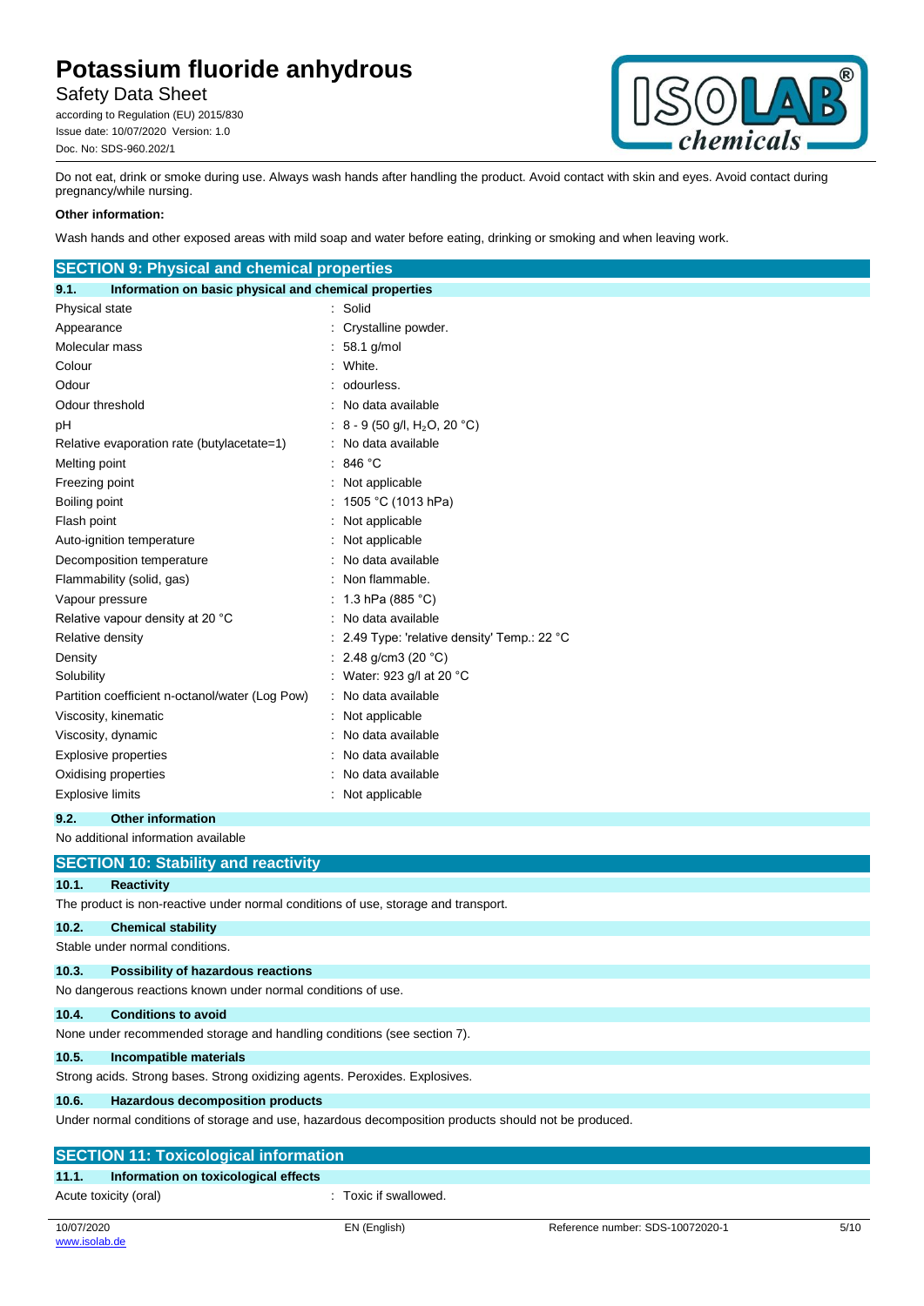Do not eat, drink or smoke during use. Always wash hands after handling the product. Avoid contact with skin and eyes. Avoid contact during pregnancy/while nursing.

**Other information:**

Wash hands and other exposed areas with mild soap and water before eating, drinking or smoking and when leaving work.

## SECTION 9: Physical and chemical properties

### 9.1. Information on basic physical and chemical properties

| | |
|---|---|
| Physical state | : Solid |
| Appearance | : Crystalline powder. |
| Molecular mass | : 58.1 g/mol |
| Colour | : White. |
| Odour | : odourless. |
| Odour threshold | : No data available |
| pH | : 8 - 9 (50 g/l, $H_2O$, 20 °C) |
| Relative evaporation rate (butylacetate=1) | : No data available |
| Melting point | : 846 °C |
| Freezing point | : Not applicable |
| Boiling point | : 1505 °C (1013 hPa) |
| Flash point | : Not applicable |
| Auto-ignition temperature | : Not applicable |
| Decomposition temperature | : No data available |
| Flammability (solid, gas) | : Non flammable. |
| Vapour pressure | : 1.3 hPa (885 °C) |
| Relative vapour density at 20 °C | : No data available |
| Relative density | : 2.49 Type: 'relative density' Temp.: 22 °C |
| Density | : 2.48 g/cm3 (20 °C) |
| Solubility | : Water: 923 g/l at 20 °C |
| Partition coefficient n-octanol/water (Log Pow) | : No data available |
| Viscosity, kinematic | : Not applicable |
| Viscosity, dynamic | : No data available |
| Explosive properties | : No data available |
| Oxidising properties | : No data available |
| Explosive limits | : Not applicable |

### 9.2. Other information

No additional information available

## SECTION 10: Stability and reactivity

### 10.1. Reactivity

The product is non-reactive under normal conditions of use, storage and transport.

### 10.2. Chemical stability

Stable under normal conditions.

### 10.3. Possibility of hazardous reactions

No dangerous reactions known under normal conditions of use.

### 10.4. Conditions to avoid

None under recommended storage and handling conditions (see section 7).

### 10.5. Incompatible materials

Strong acids. Strong bases. Strong oxidizing agents. Peroxides. Explosives.

### 10.6. Hazardous decomposition products

Under normal conditions of storage and use, hazardous decomposition products should not be produced.

## SECTION 11: Toxicological information

### 11.1. Information on toxicological effects

| | |
|---|---|
| Acute toxicity (oral) | : Toxic if swallowed. |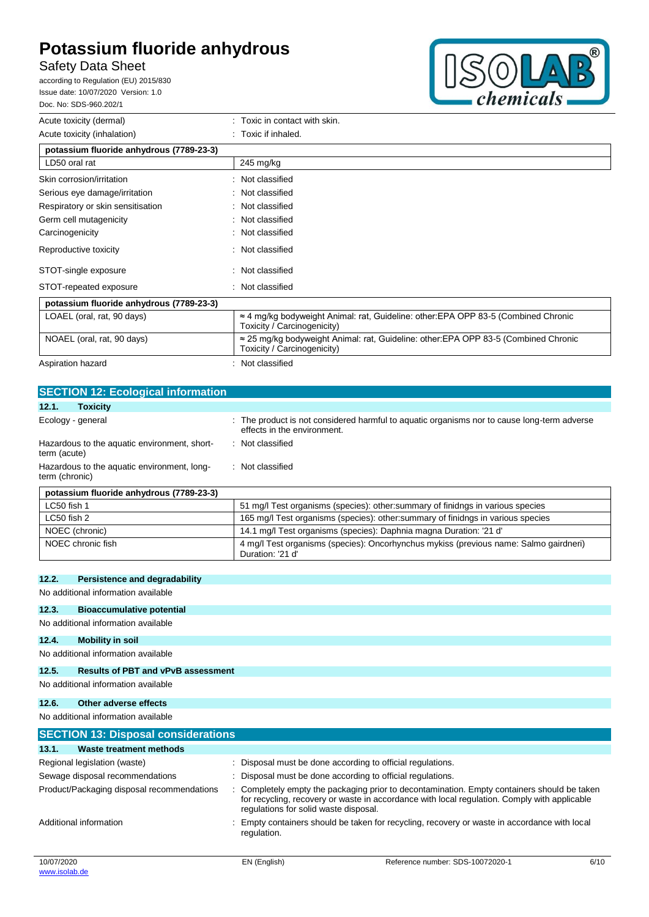| | |
|---|---|
| Acute toxicity (dermal) | : Toxic in contact with skin. |
| Acute toxicity (inhalation) | : Toxic if inhaled. |

| potassium fluoride anhydrous (7789-23-3) | |
|---|---|
| LD50 oral rat | 245 mg/kg |

| | |
|---|---|
| Skin corrosion/irritation | : Not classified |
| Serious eye damage/irritation | : Not classified |
| Respiratory or skin sensitisation | : Not classified |
| Germ cell mutagenicity | : Not classified |
| Carcinogenicity | : Not classified |
| Reproductive toxicity | : Not classified |
| STOT-single exposure | : Not classified |
| STOT-repeated exposure | : Not classified |

| potassium fluoride anhydrous (7789-23-3) | |
|---|---|
| LOAEL (oral, rat, 90 days) | ≈ 4 mg/kg bodyweight Animal: rat, Guideline: other:EPA OPP 83-5 (Combined Chronic Toxicity / Carcinogenicity) |
| NOAEL (oral, rat, 90 days) | ≈ 25 mg/kg bodyweight Animal: rat, Guideline: other:EPA OPP 83-5 (Combined Chronic Toxicity / Carcinogenicity) |

| | |
|---|---|
| Aspiration hazard | : Not classified |

## SECTION 12: Ecological information

### 12.1. Toxicity

| | |
|---|---|
| Ecology - general | : The product is not considered harmful to aquatic organisms nor to cause long-term adverse effects in the environment. |
| Hazardous to the aquatic environment, short-term (acute) | : Not classified |
| Hazardous to the aquatic environment, long-term (chronic) | : Not classified |

| potassium fluoride anhydrous (7789-23-3) | |
|---|---|
| LC50 fish 1 | 51 mg/l Test organisms (species): other:summary of finidngs in various species |
| LC50 fish 2 | 165 mg/l Test organisms (species): other:summary of finidngs in various species |
| NOEC (chronic) | 14.1 mg/l Test organisms (species): Daphnia magna Duration: '21 d' |
| NOEC chronic fish | 4 mg/l Test organisms (species): Oncorhynchus mykiss (previous name: Salmo gairdneri) Duration: '21 d' |

### 12.2. Persistence and degradability

No additional information available

### 12.3. Bioaccumulative potential

No additional information available

### 12.4. Mobility in soil

No additional information available

### 12.5. Results of PBT and vPvB assessment

No additional information available

### 12.6. Other adverse effects

No additional information available

## SECTION 13: Disposal considerations

### 13.1. Waste treatment methods

| | |
|---|---|
| Regional legislation (waste) | : Disposal must be done according to official regulations. |
| Sewage disposal recommendations | : Disposal must be done according to official regulations. |
| Product/Packaging disposal recommendations | : Completely empty the packaging prior to decontamination. Empty containers should be taken for recycling, recovery or waste in accordance with local regulation. Comply with applicable regulations for solid waste disposal. |
| Additional information | : Empty containers should be taken for recycling, recovery or waste in accordance with local regulation. |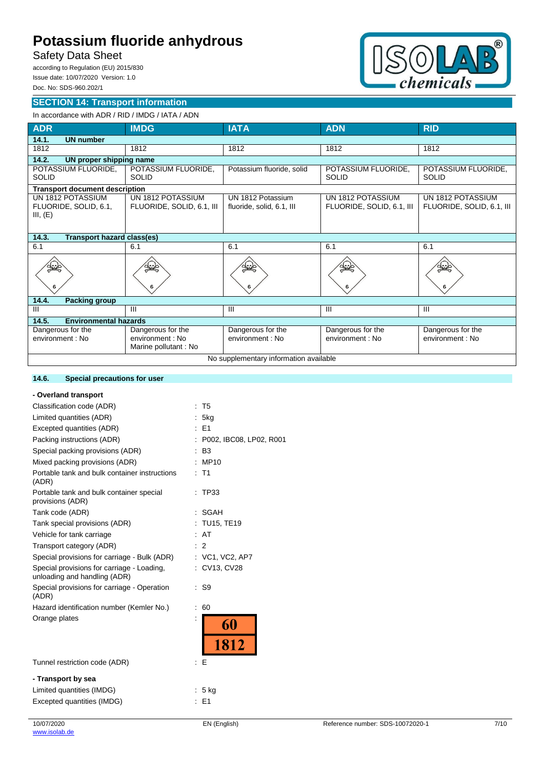## SECTION 14: Transport information

In accordance with ADR / RID / IMDG / IATA / ADN

| ADR | IMDG | IATA | ADN | RID |
|---|---|---|---|---|
| **14.1. UN number** | | | | |
| 1812 | 1812 | 1812 | 1812 | 1812 |
| **14.2. UN proper shipping name** | | | | |
| POTASSIUM FLUORIDE, SOLID | POTASSIUM FLUORIDE, SOLID | Potassium fluoride, solid | POTASSIUM FLUORIDE, SOLID | POTASSIUM FLUORIDE, SOLID |
| **Transport document description** | | | | |
| UN 1812 POTASSIUM FLUORIDE, SOLID, 6.1, III, (E) | UN 1812 POTASSIUM FLUORIDE, SOLID, 6.1, III | UN 1812 Potassium fluoride, solid, 6.1, III | UN 1812 POTASSIUM FLUORIDE, SOLID, 6.1, III | UN 1812 POTASSIUM FLUORIDE, SOLID, 6.1, III |
| **14.3. Transport hazard class(es)** | | | | |
| 6.1 | 6.1 | 6.1 | 6.1 | 6.1 |
| **14.4. Packing group** | | | | |
| III | III | III | III | III |
| **14.5. Environmental hazards** | | | | |
| Dangerous for the environment : No | Dangerous for the environment : No<br>Marine pollutant : No | Dangerous for the environment : No | Dangerous for the environment : No | Dangerous for the environment : No |
| No supplementary information available | | | | |

### 14.6. Special precautions for user

**- Overland transport**

Classification code (ADR) : T5

Limited quantities (ADR) : 5kg

Excepted quantities (ADR) : E1

Packing instructions (ADR) : P002, IBC08, LP02, R001

Special packing provisions (ADR) : B3

Mixed packing provisions (ADR) : MP10

Portable tank and bulk container instructions (ADR) : T1

Portable tank and bulk container special provisions (ADR) : TP33

Tank code (ADR) : SGAH

Tank special provisions (ADR) : TU15, TE19

Vehicle for tank carriage : AT

Transport category (ADR) : 2

Special provisions for carriage - Bulk (ADR) : VC1, VC2, AP7

Special provisions for carriage - Loading, unloading and handling (ADR) : CV13, CV28

Special provisions for carriage - Operation (ADR) : S9

Hazard identification number (Kemler No.) : 60

Orange plates : 60 / 1812

Tunnel restriction code (ADR) : E

**- Transport by sea**

Limited quantities (IMDG) : 5 kg

Excepted quantities (IMDG) : E1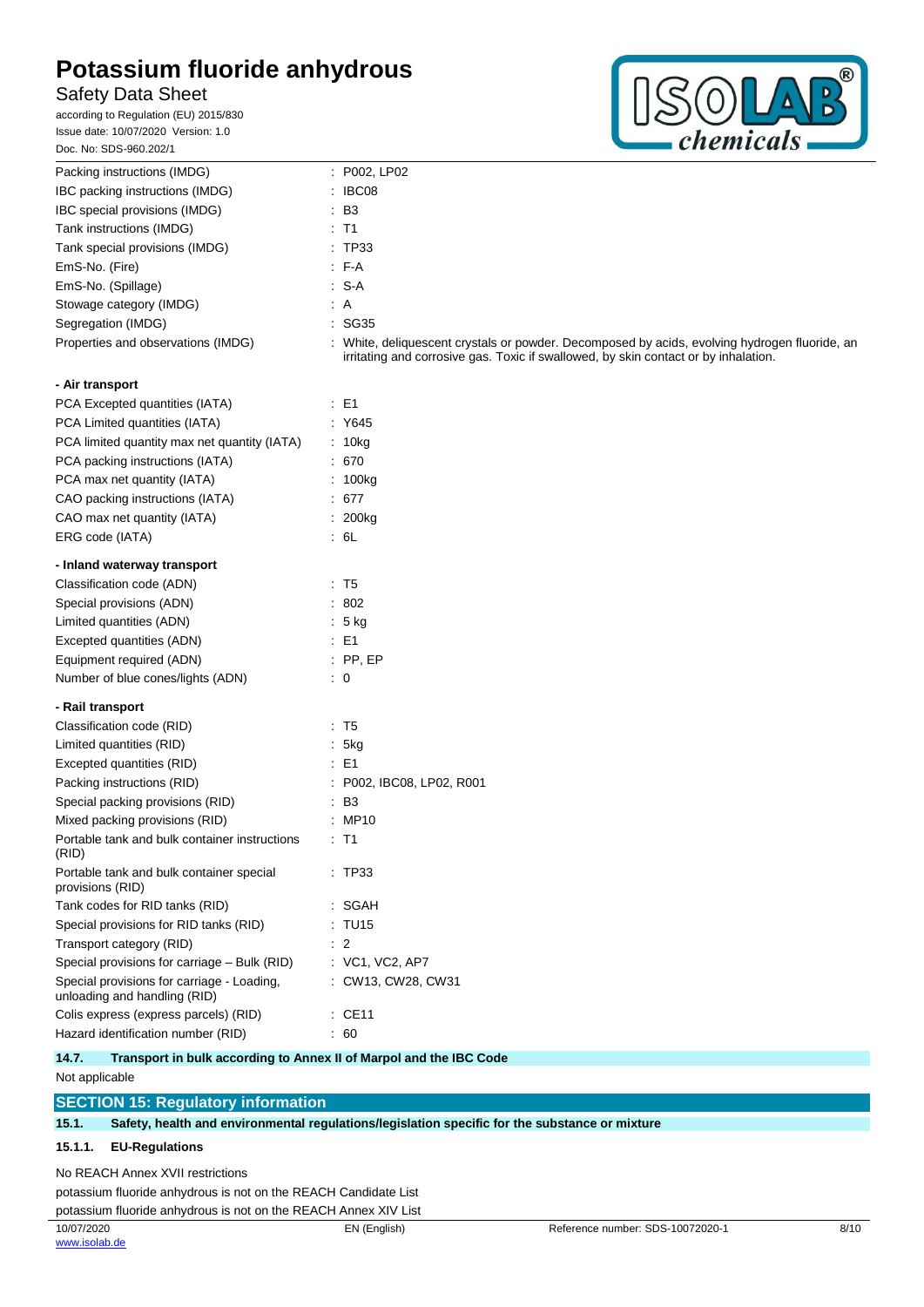Packing instructions (IMDG) : P002, LP02

IBC packing instructions (IMDG) : IBC08

IBC special provisions (IMDG) : B3

Tank instructions (IMDG) : T1

Tank special provisions (IMDG) : TP33

EmS-No. (Fire) : F-A

EmS-No. (Spillage) : S-A

Stowage category (IMDG) : A

Segregation (IMDG) : SG35

Properties and observations (IMDG) : White, deliquescent crystals or powder. Decomposed by acids, evolving hydrogen fluoride, an irritating and corrosive gas. Toxic if swallowed, by skin contact or by inhalation.

**- Air transport**

PCA Excepted quantities (IATA) : E1

PCA Limited quantities (IATA) : Y645

PCA limited quantity max net quantity (IATA) : 10kg

PCA packing instructions (IATA) : 670

PCA max net quantity (IATA) : 100kg

CAO packing instructions (IATA) : 677

CAO max net quantity (IATA) : 200kg

ERG code (IATA) : 6L

**- Inland waterway transport**

Classification code (ADN) : T5

Special provisions (ADN) : 802

Limited quantities (ADN) : 5 kg

Excepted quantities (ADN) : E1

Equipment required (ADN) : PP, EP

Number of blue cones/lights (ADN) : 0

**- Rail transport**

Classification code (RID) : T5

Limited quantities (RID) : 5kg

Excepted quantities (RID) : E1

Packing instructions (RID) : P002, IBC08, LP02, R001

Special packing provisions (RID) : B3

Mixed packing provisions (RID) : MP10

Portable tank and bulk container instructions (RID) : T1

Portable tank and bulk container special provisions (RID) : TP33

Tank codes for RID tanks (RID) : SGAH

Special provisions for RID tanks (RID) : TU15

Transport category (RID) : 2

Special provisions for carriage – Bulk (RID) : VC1, VC2, AP7

Special provisions for carriage - Loading, unloading and handling (RID) : CW13, CW28, CW31

Colis express (express parcels) (RID) : CE11

Hazard identification number (RID) : 60

### 14.7. Transport in bulk according to Annex II of Marpol and the IBC Code

Not applicable

## SECTION 15: Regulatory information

### 15.1. Safety, health and environmental regulations/legislation specific for the substance or mixture

#### 15.1.1. EU-Regulations

No REACH Annex XVII restrictions

potassium fluoride anhydrous is not on the REACH Candidate List

potassium fluoride anhydrous is not on the REACH Annex XIV List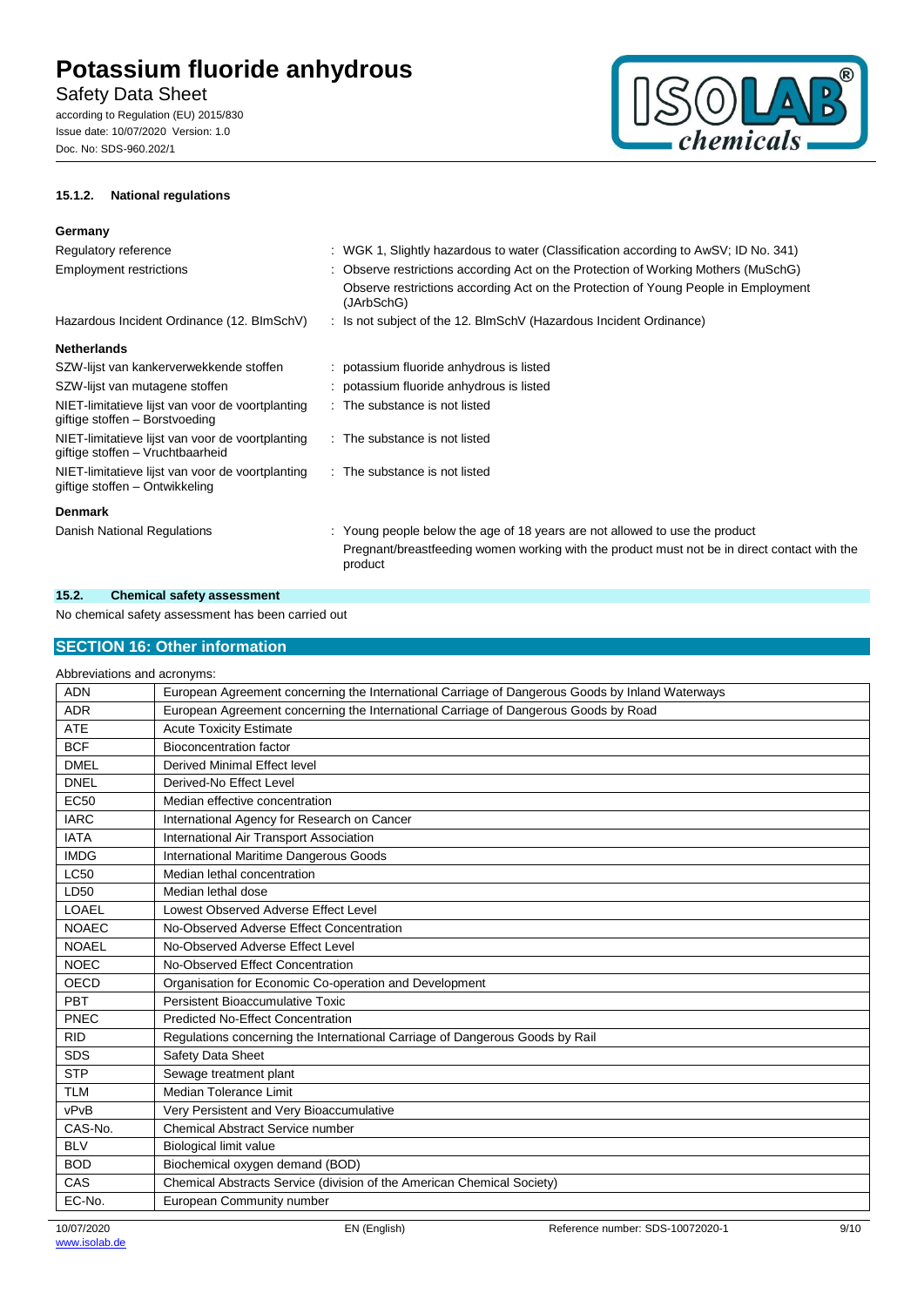#### 15.1.2. National regulations

**Germany**

| | |
|---|---|
| Regulatory reference | : WGK 1, Slightly hazardous to water (Classification according to AwSV; ID No. 341) |
| Employment restrictions | : Observe restrictions according Act on the Protection of Working Mothers (MuSchG)<br>Observe restrictions according Act on the Protection of Young People in Employment (JArbSchG) |
| Hazardous Incident Ordinance (12. BImSchV) | : Is not subject of the 12. BlmSchV (Hazardous Incident Ordinance) |

**Netherlands**

| | |
|---|---|
| SZW-lijst van kankerverwekkende stoffen | : potassium fluoride anhydrous is listed |
| SZW-lijst van mutagene stoffen | : potassium fluoride anhydrous is listed |
| NIET-limitatieve lijst van voor de voortplanting giftige stoffen – Borstvoeding | : The substance is not listed |
| NIET-limitatieve lijst van voor de voortplanting giftige stoffen – Vruchtbaarheid | : The substance is not listed |
| NIET-limitatieve lijst van voor de voortplanting giftige stoffen – Ontwikkeling | : The substance is not listed |

**Denmark**

| | |
|---|---|
| Danish National Regulations | : Young people below the age of 18 years are not allowed to use the product<br>Pregnant/breastfeeding women working with the product must not be in direct contact with the product |

### 15.2. Chemical safety assessment

No chemical safety assessment has been carried out

## SECTION 16: Other information

Abbreviations and acronyms:

| | |
|---|---|
| ADN | European Agreement concerning the International Carriage of Dangerous Goods by Inland Waterways |
| ADR | European Agreement concerning the International Carriage of Dangerous Goods by Road |
| ATE | Acute Toxicity Estimate |
| BCF | Bioconcentration factor |
| DMEL | Derived Minimal Effect level |
| DNEL | Derived-No Effect Level |
| EC50 | Median effective concentration |
| IARC | International Agency for Research on Cancer |
| IATA | International Air Transport Association |
| IMDG | International Maritime Dangerous Goods |
| LC50 | Median lethal concentration |
| LD50 | Median lethal dose |
| LOAEL | Lowest Observed Adverse Effect Level |
| NOAEC | No-Observed Adverse Effect Concentration |
| NOAEL | No-Observed Adverse Effect Level |
| NOEC | No-Observed Effect Concentration |
| OECD | Organisation for Economic Co-operation and Development |
| PBT | Persistent Bioaccumulative Toxic |
| PNEC | Predicted No-Effect Concentration |
| RID | Regulations concerning the International Carriage of Dangerous Goods by Rail |
| SDS | Safety Data Sheet |
| STP | Sewage treatment plant |
| TLM | Median Tolerance Limit |
| vPvB | Very Persistent and Very Bioaccumulative |
| CAS-No. | Chemical Abstract Service number |
| BLV | Biological limit value |
| BOD | Biochemical oxygen demand (BOD) |
| CAS | Chemical Abstracts Service (division of the American Chemical Society) |
| EC-No. | European Community number |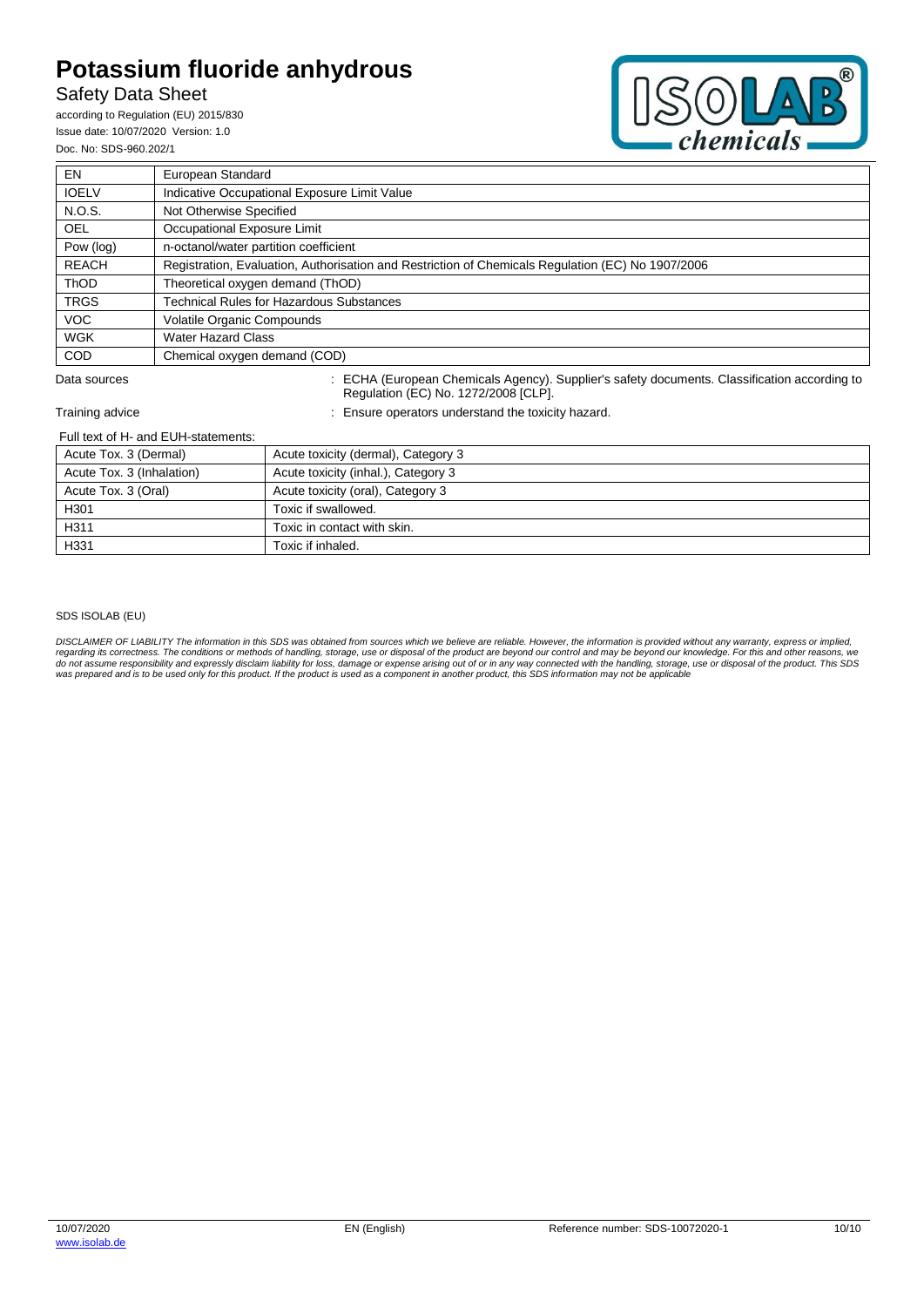| | |
|---|---|
| EN | European Standard |
| IOELV | Indicative Occupational Exposure Limit Value |
| N.O.S. | Not Otherwise Specified |
| OEL | Occupational Exposure Limit |
| Pow (log) | n-octanol/water partition coefficient |
| REACH | Registration, Evaluation, Authorisation and Restriction of Chemicals Regulation (EC) No 1907/2006 |
| ThOD | Theoretical oxygen demand (ThOD) |
| TRGS | Technical Rules for Hazardous Substances |
| VOC | Volatile Organic Compounds |
| WGK | Water Hazard Class |
| COD | Chemical oxygen demand (COD) |

Data sources : ECHA (European Chemicals Agency). Supplier's safety documents. Classification according to Regulation (EC) No. 1272/2008 [CLP].

Training advice : Ensure operators understand the toxicity hazard.

Full text of H- and EUH-statements:

| | |
|---|---|
| Acute Tox. 3 (Dermal) | Acute toxicity (dermal), Category 3 |
| Acute Tox. 3 (Inhalation) | Acute toxicity (inhal.), Category 3 |
| Acute Tox. 3 (Oral) | Acute toxicity (oral), Category 3 |
| H301 | Toxic if swallowed. |
| H311 | Toxic in contact with skin. |
| H331 | Toxic if inhaled. |

SDS ISOLAB (EU)

*DISCLAIMER OF LIABILITY The information in this SDS was obtained from sources which we believe are reliable. However, the information is provided without any warranty, express or implied, regarding its correctness. The conditions or methods of handling, storage, use or disposal of the product are beyond our control and may be beyond our knowledge. For this and other reasons, we do not assume responsibility and expressly disclaim liability for loss, damage or expense arising out of or in any way connected with the handling, storage, use or disposal of the product. This SDS was prepared and is to be used only for this product. If the product is used as a component in another product, this SDS information may not be applicable*